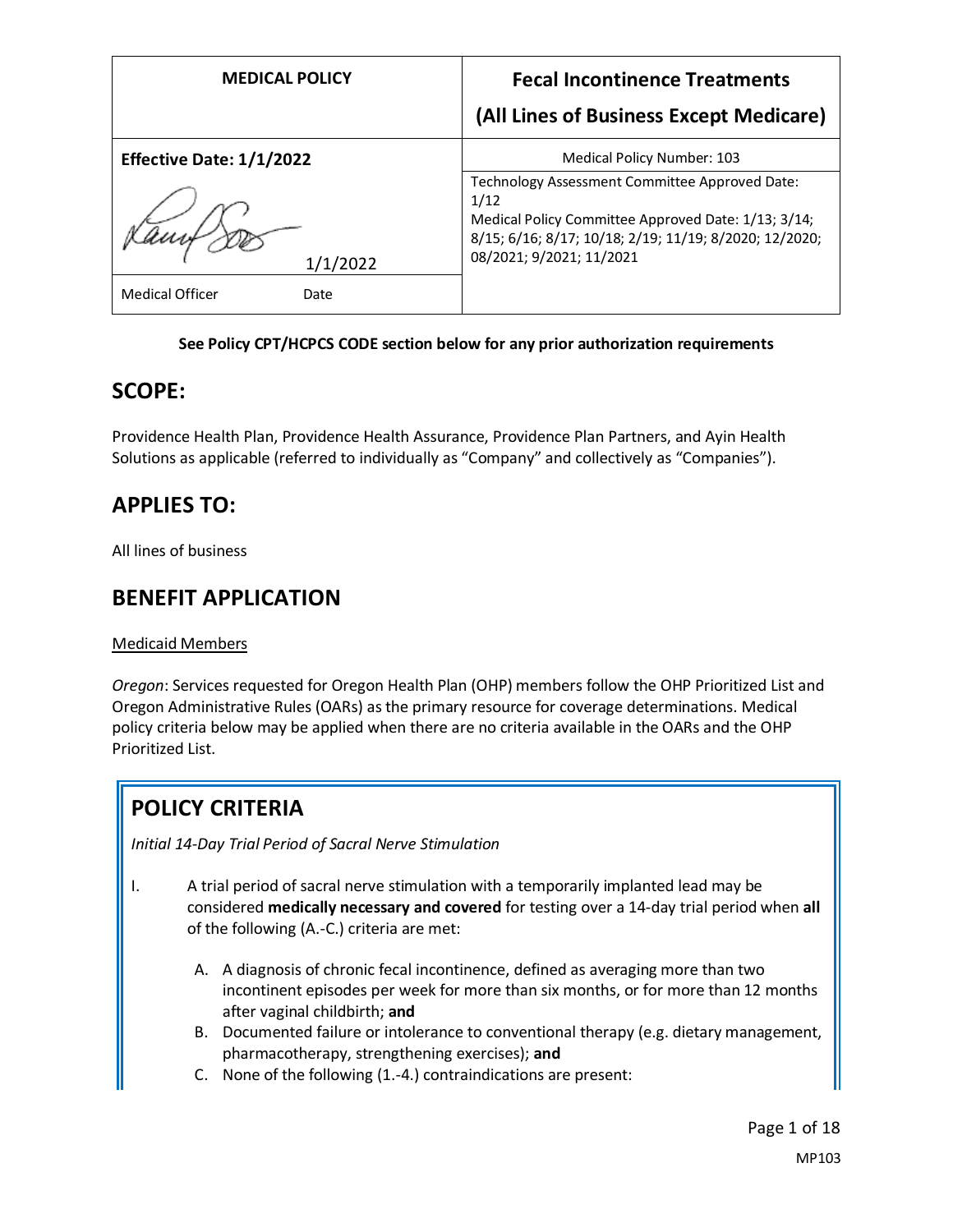| MEDICAL POLICY | Fecal Incontinence Treatments (All Lines of Business Except Medicare) |
| --- | --- |
| **Effective Date: 1/1/2022** | Medical Policy Number: 103 |
| 1/1/2022 | Technology Assessment Committee Approved Date: 1/12<br>Medical Policy Committee Approved Date: 1/13; 3/14; 8/15; 6/16; 8/17; 10/18; 2/19; 11/19; 8/2020; 12/2020; 08/2021; 9/2021; 11/2021 |
| Medical Officer Date | |

**See Policy CPT/HCPCS CODE section below for any prior authorization requirements**

## SCOPE:

Providence Health Plan, Providence Health Assurance, Providence Plan Partners, and Ayin Health Solutions as applicable (referred to individually as "Company" and collectively as "Companies").

## APPLIES TO:

All lines of business

## BENEFIT APPLICATION

Medicaid Members

*Oregon*: Services requested for Oregon Health Plan (OHP) members follow the OHP Prioritized List and Oregon Administrative Rules (OARs) as the primary resource for coverage determinations. Medical policy criteria below may be applied when there are no criteria available in the OARs and the OHP Prioritized List.

## POLICY CRITERIA

*Initial 14-Day Trial Period of Sacral Nerve Stimulation*

I. A trial period of sacral nerve stimulation with a temporarily implanted lead may be considered **medically necessary and covered** for testing over a 14-day trial period when **all** of the following (A.-C.) criteria are met:

   A. A diagnosis of chronic fecal incontinence, defined as averaging more than two incontinent episodes per week for more than six months, or for more than 12 months after vaginal childbirth; **and**
   B. Documented failure or intolerance to conventional therapy (e.g. dietary management, pharmacotherapy, strengthening exercises); **and**
   C. None of the following (1.-4.) contraindications are present: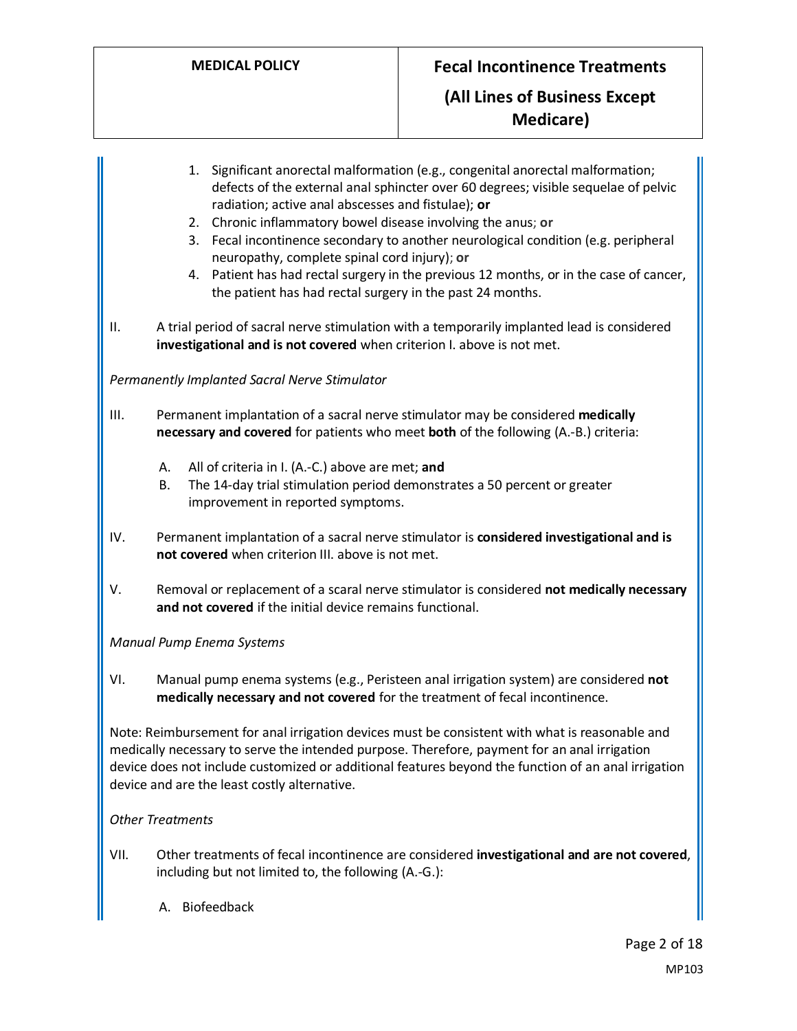1. Significant anorectal malformation (e.g., congenital anorectal malformation; defects of the external anal sphincter over 60 degrees; visible sequelae of pelvic radiation; active anal abscesses and fistulae); **or**
2. Chronic inflammatory bowel disease involving the anus; **or**
3. Fecal incontinence secondary to another neurological condition (e.g. peripheral neuropathy, complete spinal cord injury); **or**
4. Patient has had rectal surgery in the previous 12 months, or in the case of cancer, the patient has had rectal surgery in the past 24 months.

II. A trial period of sacral nerve stimulation with a temporarily implanted lead is considered **investigational and is not covered** when criterion I. above is not met.

*Permanently Implanted Sacral Nerve Stimulator*

III. Permanent implantation of a sacral nerve stimulator may be considered **medically necessary and covered** for patients who meet **both** of the following (A.-B.) criteria:

A. All of criteria in I. (A.-C.) above are met; **and**
B. The 14-day trial stimulation period demonstrates a 50 percent or greater improvement in reported symptoms.

IV. Permanent implantation of a sacral nerve stimulator is **considered investigational and is not covered** when criterion III. above is not met.

V. Removal or replacement of a scaral nerve stimulator is considered **not medically necessary and not covered** if the initial device remains functional.

*Manual Pump Enema Systems*

VI. Manual pump enema systems (e.g., Peristeen anal irrigation system) are considered **not medically necessary and not covered** for the treatment of fecal incontinence.

Note: Reimbursement for anal irrigation devices must be consistent with what is reasonable and medically necessary to serve the intended purpose. Therefore, payment for an anal irrigation device does not include customized or additional features beyond the function of an anal irrigation device and are the least costly alternative.

*Other Treatments*

VII. Other treatments of fecal incontinence are considered **investigational and are not covered**, including but not limited to, the following (A.-G.):

A. Biofeedback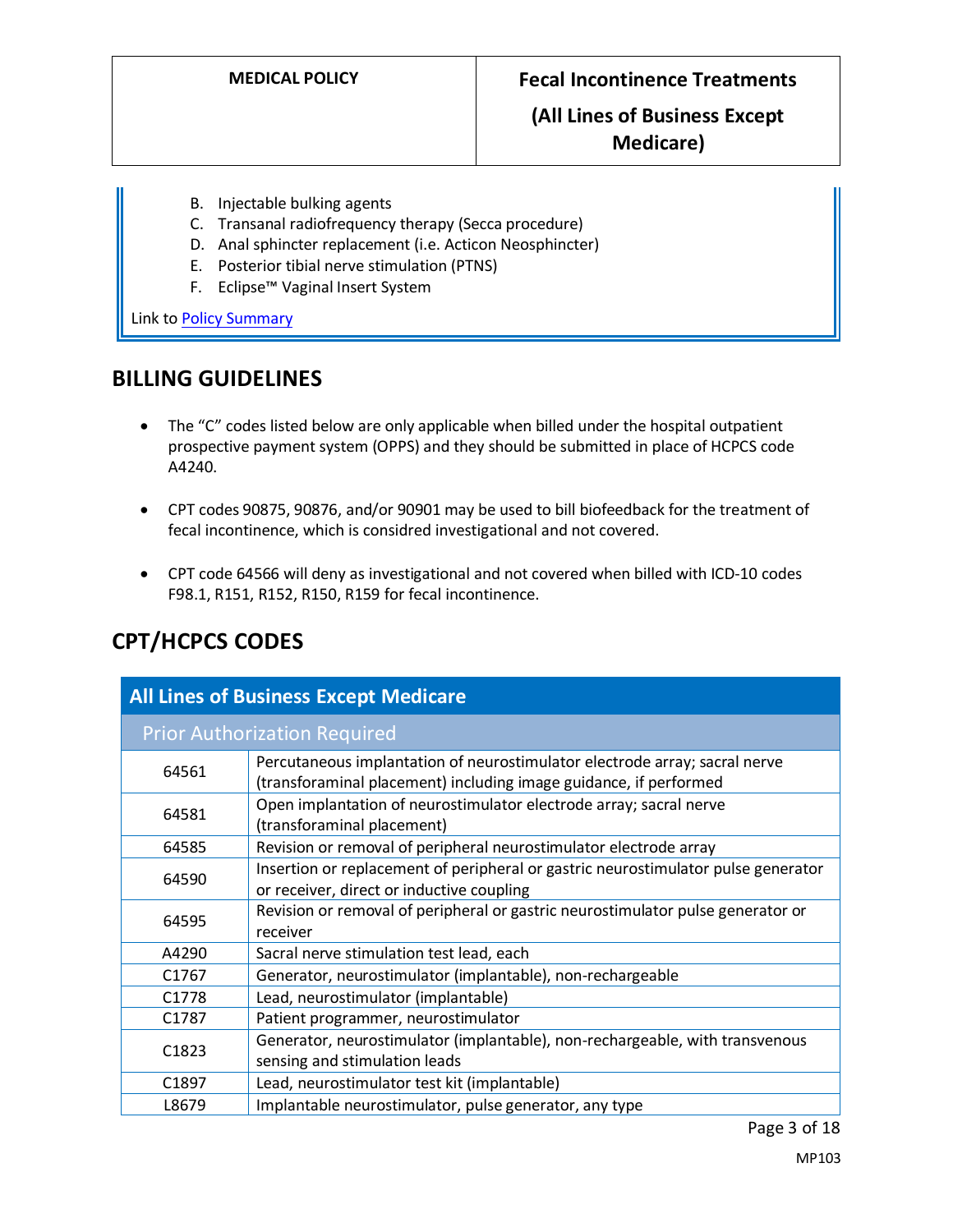B. Injectable bulking agents
C. Transanal radiofrequency therapy (Secca procedure)
D. Anal sphincter replacement (i.e. Acticon Neosphincter)
E. Posterior tibial nerve stimulation (PTNS)
F. Eclipse™ Vaginal Insert System

Link to Policy Summary

## BILLING GUIDELINES

- The "C" codes listed below are only applicable when billed under the hospital outpatient prospective payment system (OPPS) and they should be submitted in place of HCPCS code A4240.
- CPT codes 90875, 90876, and/or 90901 may be used to bill biofeedback for the treatment of fecal incontinence, which is considred investigational and not covered.
- CPT code 64566 will deny as investigational and not covered when billed with ICD-10 codes F98.1, R151, R152, R150, R159 for fecal incontinence.

## CPT/HCPCS CODES

| All Lines of Business Except Medicare | |
|---|---|
| **Prior Authorization Required** | |
| 64561 | Percutaneous implantation of neurostimulator electrode array; sacral nerve (transforaminal placement) including image guidance, if performed |
| 64581 | Open implantation of neurostimulator electrode array; sacral nerve (transforaminal placement) |
| 64585 | Revision or removal of peripheral neurostimulator electrode array |
| 64590 | Insertion or replacement of peripheral or gastric neurostimulator pulse generator or receiver, direct or inductive coupling |
| 64595 | Revision or removal of peripheral or gastric neurostimulator pulse generator or receiver |
| A4290 | Sacral nerve stimulation test lead, each |
| C1767 | Generator, neurostimulator (implantable), non-rechargeable |
| C1778 | Lead, neurostimulator (implantable) |
| C1787 | Patient programmer, neurostimulator |
| C1823 | Generator, neurostimulator (implantable), non-rechargeable, with transvenous sensing and stimulation leads |
| C1897 | Lead, neurostimulator test kit (implantable) |
| L8679 | Implantable neurostimulator, pulse generator, any type |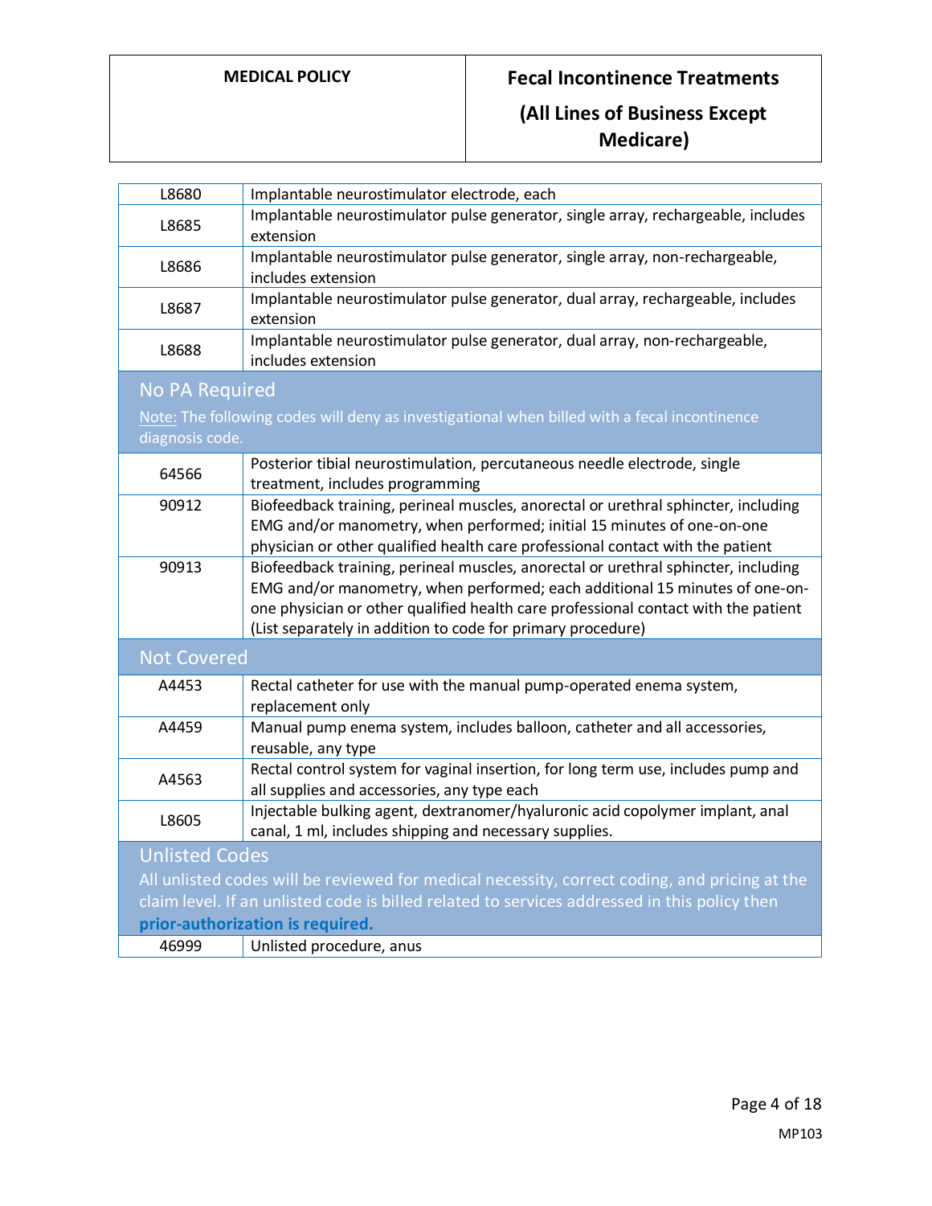| | |
|---|---|
| L8680 | Implantable neurostimulator electrode, each |
| L8685 | Implantable neurostimulator pulse generator, single array, rechargeable, includes extension |
| L8686 | Implantable neurostimulator pulse generator, single array, non-rechargeable, includes extension |
| L8687 | Implantable neurostimulator pulse generator, dual array, rechargeable, includes extension |
| L8688 | Implantable neurostimulator pulse generator, dual array, non-rechargeable, includes extension |
| **No PA Required**<br>Note: The following codes will deny as investigational when billed with a fecal incontinence diagnosis code. | |
| 64566 | Posterior tibial neurostimulation, percutaneous needle electrode, single treatment, includes programming |
| 90912 | Biofeedback training, perineal muscles, anorectal or urethral sphincter, including EMG and/or manometry, when performed; initial 15 minutes of one-on-one physician or other qualified health care professional contact with the patient |
| 90913 | Biofeedback training, perineal muscles, anorectal or urethral sphincter, including EMG and/or manometry, when performed; each additional 15 minutes of one-on-one physician or other qualified health care professional contact with the patient (List separately in addition to code for primary procedure) |
| **Not Covered** | |
| A4453 | Rectal catheter for use with the manual pump-operated enema system, replacement only |
| A4459 | Manual pump enema system, includes balloon, catheter and all accessories, reusable, any type |
| A4563 | Rectal control system for vaginal insertion, for long term use, includes pump and all supplies and accessories, any type each |
| L8605 | Injectable bulking agent, dextranomer/hyaluronic acid copolymer implant, anal canal, 1 ml, includes shipping and necessary supplies. |
| **Unlisted Codes**<br>All unlisted codes will be reviewed for medical necessity, correct coding, and pricing at the claim level. If an unlisted code is billed related to services addressed in this policy then **prior-authorization is required.** | |
| 46999 | Unlisted procedure, anus |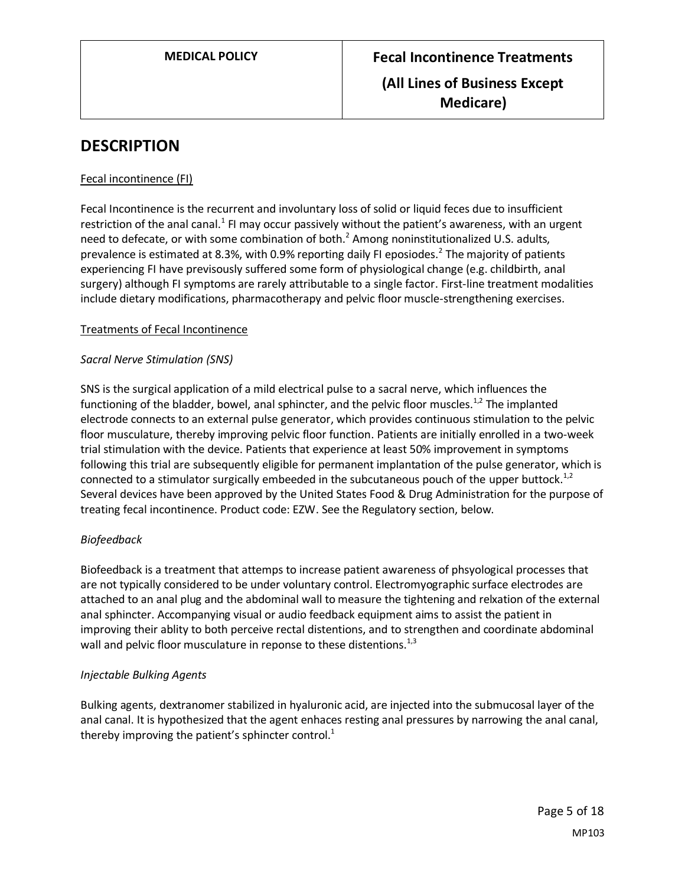## DESCRIPTION

Fecal incontinence (FI)

Fecal Incontinence is the recurrent and involuntary loss of solid or liquid feces due to insufficient restriction of the anal canal.[1] FI may occur passively without the patient's awareness, with an urgent need to defecate, or with some combination of both.[2] Among noninstitutionalized U.S. adults, prevalence is estimated at 8.3%, with 0.9% reporting daily FI eposiodes.[2] The majority of patients experiencing FI have previsously suffered some form of physiological change (e.g. childbirth, anal surgery) although FI symptoms are rarely attributable to a single factor. First-line treatment modalities include dietary modifications, pharmacotherapy and pelvic floor muscle-strengthening exercises.

Treatments of Fecal Incontinence

*Sacral Nerve Stimulation (SNS)*

SNS is the surgical application of a mild electrical pulse to a sacral nerve, which influences the functioning of the bladder, bowel, anal sphincter, and the pelvic floor muscles.[1,2] The implanted electrode connects to an external pulse generator, which provides continuous stimulation to the pelvic floor musculature, thereby improving pelvic floor function. Patients are initially enrolled in a two-week trial stimulation with the device. Patients that experience at least 50% improvement in symptoms following this trial are subsequently eligible for permanent implantation of the pulse generator, which is connected to a stimulator surgically embeeded in the subcutaneous pouch of the upper buttock.[1,2] Several devices have been approved by the United States Food & Drug Administration for the purpose of treating fecal incontinence. Product code: EZW. See the Regulatory section, below.

*Biofeedback*

Biofeedback is a treatment that attemps to increase patient awareness of phsyological processes that are not typically considered to be under voluntary control. Electromyographic surface electrodes are attached to an anal plug and the abdominal wall to measure the tightening and relxation of the external anal sphincter. Accompanying visual or audio feedback equipment aims to assist the patient in improving their ablity to both perceive rectal distentions, and to strengthen and coordinate abdominal wall and pelvic floor musculature in reponse to these distentions.[1,3]

*Injectable Bulking Agents*

Bulking agents, dextranomer stabilized in hyaluronic acid, are injected into the submucosal layer of the anal canal. It is hypothesized that the agent enhaces resting anal pressures by narrowing the anal canal, thereby improving the patient's sphincter control.[1]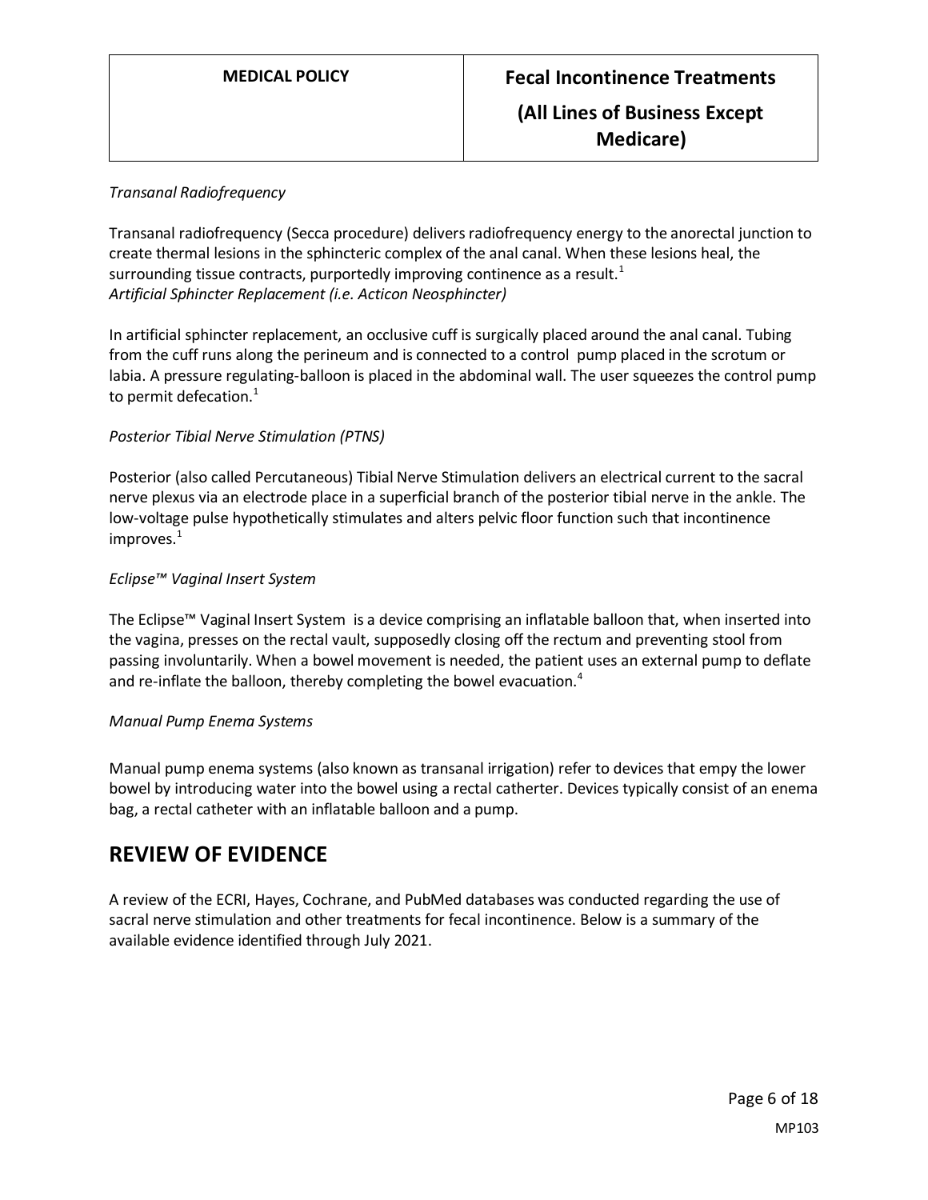*Transanal Radiofrequency*

Transanal radiofrequency (Secca procedure) delivers radiofrequency energy to the anorectal junction to create thermal lesions in the sphincteric complex of the anal canal. When these lesions heal, the surrounding tissue contracts, purportedly improving continence as a result.[1]

*Artificial Sphincter Replacement (i.e. Acticon Neosphincter)*

In artificial sphincter replacement, an occlusive cuff is surgically placed around the anal canal. Tubing from the cuff runs along the perineum and is connected to a control pump placed in the scrotum or labia. A pressure regulating-balloon is placed in the abdominal wall. The user squeezes the control pump to permit defecation.[1]

*Posterior Tibial Nerve Stimulation (PTNS)*

Posterior (also called Percutaneous) Tibial Nerve Stimulation delivers an electrical current to the sacral nerve plexus via an electrode place in a superficial branch of the posterior tibial nerve in the ankle. The low-voltage pulse hypothetically stimulates and alters pelvic floor function such that incontinence improves.[1]

*Eclipse™ Vaginal Insert System*

The Eclipse™ Vaginal Insert System is a device comprising an inflatable balloon that, when inserted into the vagina, presses on the rectal vault, supposedly closing off the rectum and preventing stool from passing involuntarily. When a bowel movement is needed, the patient uses an external pump to deflate and re-inflate the balloon, thereby completing the bowel evacuation.[4]

*Manual Pump Enema Systems*

Manual pump enema systems (also known as transanal irrigation) refer to devices that empy the lower bowel by introducing water into the bowel using a rectal catherter. Devices typically consist of an enema bag, a rectal catheter with an inflatable balloon and a pump.

## REVIEW OF EVIDENCE

A review of the ECRI, Hayes, Cochrane, and PubMed databases was conducted regarding the use of sacral nerve stimulation and other treatments for fecal incontinence. Below is a summary of the available evidence identified through July 2021.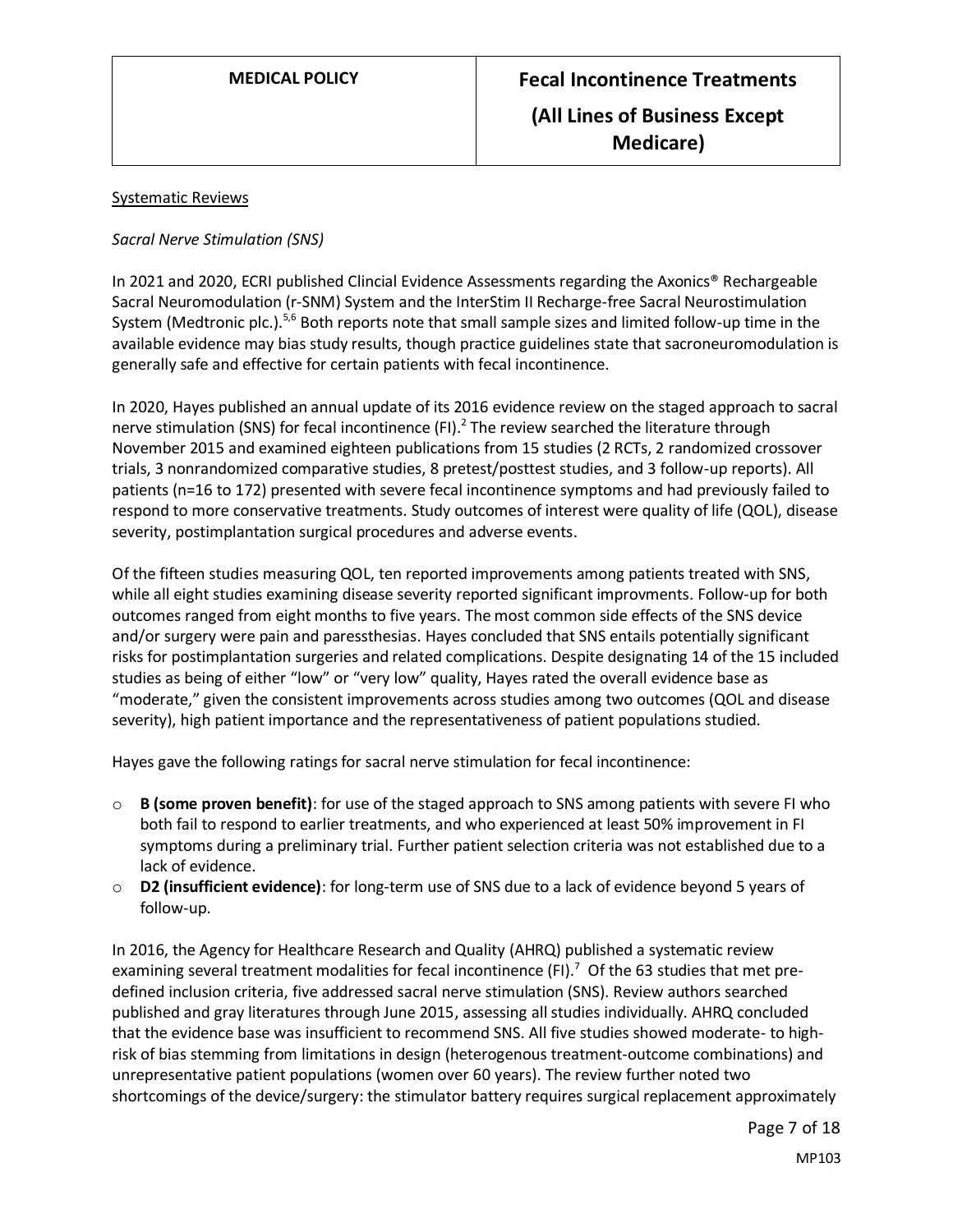Systematic Reviews

*Sacral Nerve Stimulation (SNS)*

In 2021 and 2020, ECRI published Clincial Evidence Assessments regarding the Axonics® Rechargeable Sacral Neuromodulation (r-SNM) System and the InterStim II Recharge-free Sacral Neurostimulation System (Medtronic plc.).[5,6] Both reports note that small sample sizes and limited follow-up time in the available evidence may bias study results, though practice guidelines state that sacroneuromodulation is generally safe and effective for certain patients with fecal incontinence.

In 2020, Hayes published an annual update of its 2016 evidence review on the staged approach to sacral nerve stimulation (SNS) for fecal incontinence (FI).[2] The review searched the literature through November 2015 and examined eighteen publications from 15 studies (2 RCTs, 2 randomized crossover trials, 3 nonrandomized comparative studies, 8 pretest/posttest studies, and 3 follow-up reports). All patients (n=16 to 172) presented with severe fecal incontinence symptoms and had previously failed to respond to more conservative treatments. Study outcomes of interest were quality of life (QOL), disease severity, postimplantation surgical procedures and adverse events.

Of the fifteen studies measuring QOL, ten reported improvements among patients treated with SNS, while all eight studies examining disease severity reported significant improvments. Follow-up for both outcomes ranged from eight months to five years. The most common side effects of the SNS device and/or surgery were pain and paressthesias. Hayes concluded that SNS entails potentially significant risks for postimplantation surgeries and related complications. Despite designating 14 of the 15 included studies as being of either "low" or "very low" quality, Hayes rated the overall evidence base as "moderate," given the consistent improvements across studies among two outcomes (QOL and disease severity), high patient importance and the representativeness of patient populations studied.

Hayes gave the following ratings for sacral nerve stimulation for fecal incontinence:

- **B (some proven benefit)**: for use of the staged approach to SNS among patients with severe FI who both fail to respond to earlier treatments, and who experienced at least 50% improvement in FI symptoms during a preliminary trial. Further patient selection criteria was not established due to a lack of evidence.
- **D2 (insufficient evidence)**: for long-term use of SNS due to a lack of evidence beyond 5 years of follow-up.

In 2016, the Agency for Healthcare Research and Quality (AHRQ) published a systematic review examining several treatment modalities for fecal incontinence (FI).[7] Of the 63 studies that met pre-defined inclusion criteria, five addressed sacral nerve stimulation (SNS). Review authors searched published and gray literatures through June 2015, assessing all studies individually. AHRQ concluded that the evidence base was insufficient to recommend SNS. All five studies showed moderate- to high-risk of bias stemming from limitations in design (heterogenous treatment-outcome combinations) and unrepresentative patient populations (women over 60 years). The review further noted two shortcomings of the device/surgery: the stimulator battery requires surgical replacement approximately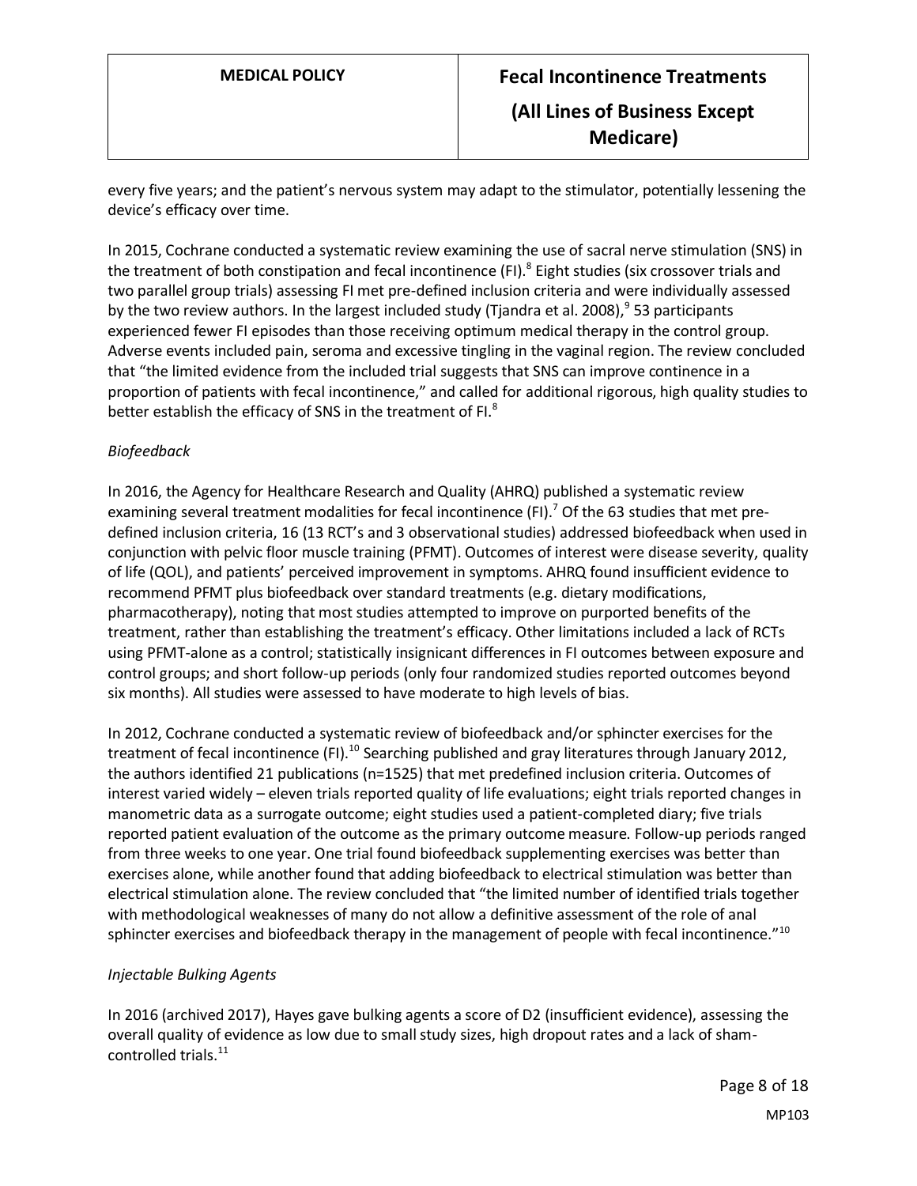every five years; and the patient's nervous system may adapt to the stimulator, potentially lessening the device's efficacy over time.

In 2015, Cochrane conducted a systematic review examining the use of sacral nerve stimulation (SNS) in the treatment of both constipation and fecal incontinence (FI).[8] Eight studies (six crossover trials and two parallel group trials) assessing FI met pre-defined inclusion criteria and were individually assessed by the two review authors. In the largest included study (Tjandra et al. 2008),[9] 53 participants experienced fewer FI episodes than those receiving optimum medical therapy in the control group. Adverse events included pain, seroma and excessive tingling in the vaginal region. The review concluded that "the limited evidence from the included trial suggests that SNS can improve continence in a proportion of patients with fecal incontinence," and called for additional rigorous, high quality studies to better establish the efficacy of SNS in the treatment of FI.[8]

*Biofeedback*

In 2016, the Agency for Healthcare Research and Quality (AHRQ) published a systematic review examining several treatment modalities for fecal incontinence (FI).[7] Of the 63 studies that met pre-defined inclusion criteria, 16 (13 RCT's and 3 observational studies) addressed biofeedback when used in conjunction with pelvic floor muscle training (PFMT). Outcomes of interest were disease severity, quality of life (QOL), and patients' perceived improvement in symptoms. AHRQ found insufficient evidence to recommend PFMT plus biofeedback over standard treatments (e.g. dietary modifications, pharmacotherapy), noting that most studies attempted to improve on purported benefits of the treatment, rather than establishing the treatment's efficacy. Other limitations included a lack of RCTs using PFMT-alone as a control; statistically insignicant differences in FI outcomes between exposure and control groups; and short follow-up periods (only four randomized studies reported outcomes beyond six months). All studies were assessed to have moderate to high levels of bias.

In 2012, Cochrane conducted a systematic review of biofeedback and/or sphincter exercises for the treatment of fecal incontinence (FI).[10] Searching published and gray literatures through January 2012, the authors identified 21 publications (n=1525) that met predefined inclusion criteria. Outcomes of interest varied widely – eleven trials reported quality of life evaluations; eight trials reported changes in manometric data as a surrogate outcome; eight studies used a patient-completed diary; five trials reported patient evaluation of the outcome as the primary outcome measure. Follow-up periods ranged from three weeks to one year. One trial found biofeedback supplementing exercises was better than exercises alone, while another found that adding biofeedback to electrical stimulation was better than electrical stimulation alone. The review concluded that "the limited number of identified trials together with methodological weaknesses of many do not allow a definitive assessment of the role of anal sphincter exercises and biofeedback therapy in the management of people with fecal incontinence."[10]

*Injectable Bulking Agents*

In 2016 (archived 2017), Hayes gave bulking agents a score of D2 (insufficient evidence), assessing the overall quality of evidence as low due to small study sizes, high dropout rates and a lack of sham-controlled trials.[11]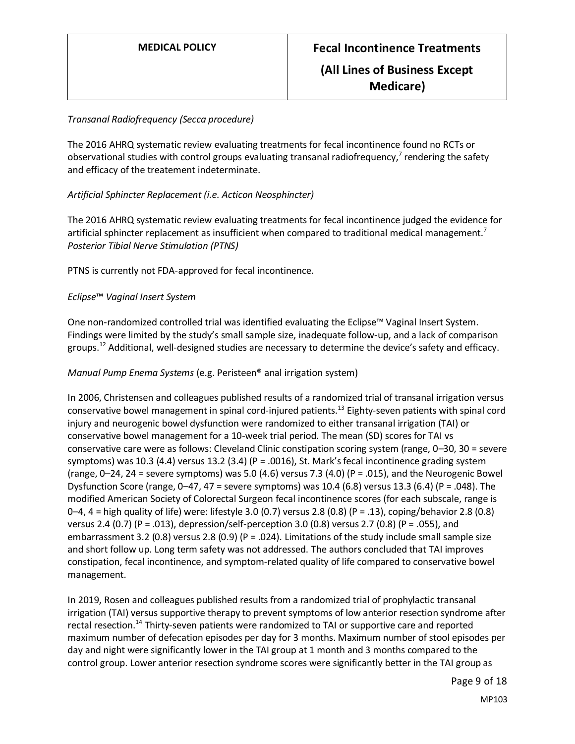*Transanal Radiofrequency (Secca procedure)*

The 2016 AHRQ systematic review evaluating treatments for fecal incontinence found no RCTs or observational studies with control groups evaluating transanal radiofrequency,[7] rendering the safety and efficacy of the treatement indeterminate.

*Artificial Sphincter Replacement (i.e. Acticon Neosphincter)*

The 2016 AHRQ systematic review evaluating treatments for fecal incontinence judged the evidence for artificial sphincter replacement as insufficient when compared to traditional medical management.[7]

*Posterior Tibial Nerve Stimulation (PTNS)*

PTNS is currently not FDA-approved for fecal incontinence.

*Eclipse™ Vaginal Insert System*

One non-randomized controlled trial was identified evaluating the Eclipse™ Vaginal Insert System. Findings were limited by the study's small sample size, inadequate follow-up, and a lack of comparison groups.[12] Additional, well-designed studies are necessary to determine the device's safety and efficacy.

*Manual Pump Enema Systems* (e.g. Peristeen® anal irrigation system)

In 2006, Christensen and colleagues published results of a randomized trial of transanal irrigation versus conservative bowel management in spinal cord-injured patients.[13] Eighty-seven patients with spinal cord injury and neurogenic bowel dysfunction were randomized to either transanal irrigation (TAI) or conservative bowel management for a 10-week trial period. The mean (SD) scores for TAI vs conservative care were as follows: Cleveland Clinic constipation scoring system (range, 0–30, 30 = severe symptoms) was 10.3 (4.4) versus 13.2 (3.4) (P = .0016), St. Mark's fecal incontinence grading system (range, 0–24, 24 = severe symptoms) was 5.0 (4.6) versus 7.3 (4.0) (P = .015), and the Neurogenic Bowel Dysfunction Score (range, 0–47, 47 = severe symptoms) was 10.4 (6.8) versus 13.3 (6.4) (P = .048). The modified American Society of Colorectal Surgeon fecal incontinence scores (for each subscale, range is 0–4, 4 = high quality of life) were: lifestyle 3.0 (0.7) versus 2.8 (0.8) (P = .13), coping/behavior 2.8 (0.8) versus 2.4 (0.7) (P = .013), depression/self-perception 3.0 (0.8) versus 2.7 (0.8) (P = .055), and embarrassment 3.2 (0.8) versus 2.8 (0.9) (P = .024). Limitations of the study include small sample size and short follow up. Long term safety was not addressed. The authors concluded that TAI improves constipation, fecal incontinence, and symptom-related quality of life compared to conservative bowel management.

In 2019, Rosen and colleagues published results from a randomized trial of prophylactic transanal irrigation (TAI) versus supportive therapy to prevent symptoms of low anterior resection syndrome after rectal resection.[14] Thirty-seven patients were randomized to TAI or supportive care and reported maximum number of defecation episodes per day for 3 months. Maximum number of stool episodes per day and night were significantly lower in the TAI group at 1 month and 3 months compared to the control group. Lower anterior resection syndrome scores were significantly better in the TAI group as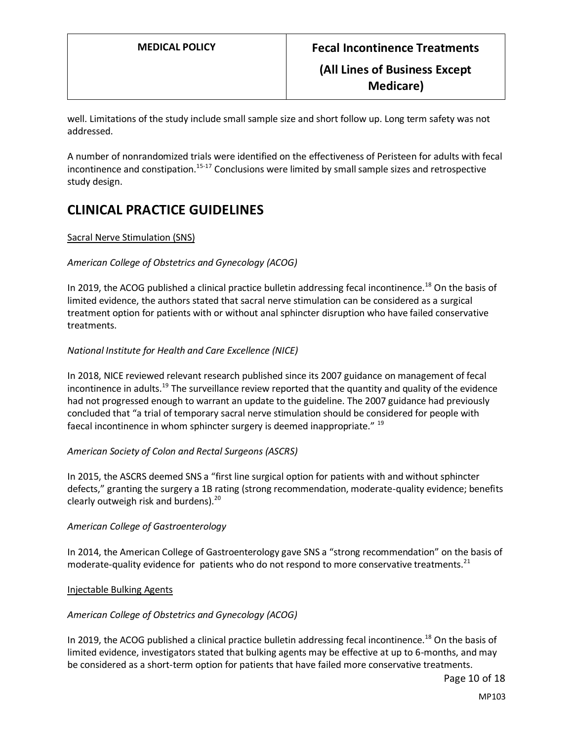well. Limitations of the study include small sample size and short follow up. Long term safety was not addressed.

A number of nonrandomized trials were identified on the effectiveness of Peristeen for adults with fecal incontinence and constipation.[15-17] Conclusions were limited by small sample sizes and retrospective study design.

## CLINICAL PRACTICE GUIDELINES

Sacral Nerve Stimulation (SNS)

*American College of Obstetrics and Gynecology (ACOG)*

In 2019, the ACOG published a clinical practice bulletin addressing fecal incontinence.[18] On the basis of limited evidence, the authors stated that sacral nerve stimulation can be considered as a surgical treatment option for patients with or without anal sphincter disruption who have failed conservative treatments.

*National Institute for Health and Care Excellence (NICE)*

In 2018, NICE reviewed relevant research published since its 2007 guidance on management of fecal incontinence in adults.[19] The surveillance review reported that the quantity and quality of the evidence had not progressed enough to warrant an update to the guideline. The 2007 guidance had previously concluded that "a trial of temporary sacral nerve stimulation should be considered for people with faecal incontinence in whom sphincter surgery is deemed inappropriate." [19]

*American Society of Colon and Rectal Surgeons (ASCRS)*

In 2015, the ASCRS deemed SNS a "first line surgical option for patients with and without sphincter defects," granting the surgery a 1B rating (strong recommendation, moderate-quality evidence; benefits clearly outweigh risk and burdens).[20]

*American College of Gastroenterology*

In 2014, the American College of Gastroenterology gave SNS a "strong recommendation" on the basis of moderate-quality evidence for patients who do not respond to more conservative treatments.[21]

Injectable Bulking Agents

*American College of Obstetrics and Gynecology (ACOG)*

In 2019, the ACOG published a clinical practice bulletin addressing fecal incontinence.[18] On the basis of limited evidence, investigators stated that bulking agents may be effective at up to 6-months, and may be considered as a short-term option for patients that have failed more conservative treatments.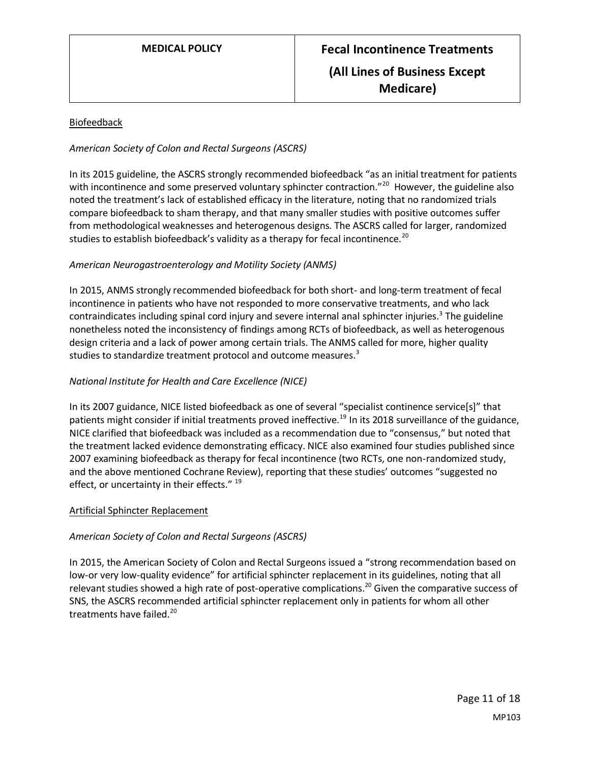### Biofeedback

*American Society of Colon and Rectal Surgeons (ASCRS)*

In its 2015 guideline, the ASCRS strongly recommended biofeedback "as an initial treatment for patients with incontinence and some preserved voluntary sphincter contraction."[20] However, the guideline also noted the treatment's lack of established efficacy in the literature, noting that no randomized trials compare biofeedback to sham therapy, and that many smaller studies with positive outcomes suffer from methodological weaknesses and heterogenous designs. The ASCRS called for larger, randomized studies to establish biofeedback's validity as a therapy for fecal incontinence.[20]

*American Neurogastroenterology and Motility Society (ANMS)*

In 2015, ANMS strongly recommended biofeedback for both short- and long-term treatment of fecal incontinence in patients who have not responded to more conservative treatments, and who lack contraindicates including spinal cord injury and severe internal anal sphincter injuries.[3] The guideline nonetheless noted the inconsistency of findings among RCTs of biofeedback, as well as heterogenous design criteria and a lack of power among certain trials. The ANMS called for more, higher quality studies to standardize treatment protocol and outcome measures.[3]

*National Institute for Health and Care Excellence (NICE)*

In its 2007 guidance, NICE listed biofeedback as one of several "specialist continence service[s]" that patients might consider if initial treatments proved ineffective.[19] In its 2018 surveillance of the guidance, NICE clarified that biofeedback was included as a recommendation due to "consensus," but noted that the treatment lacked evidence demonstrating efficacy. NICE also examined four studies published since 2007 examining biofeedback as therapy for fecal incontinence (two RCTs, one non-randomized study, and the above mentioned Cochrane Review), reporting that these studies' outcomes "suggested no effect, or uncertainty in their effects." [19]

### Artificial Sphincter Replacement

*American Society of Colon and Rectal Surgeons (ASCRS)*

In 2015, the American Society of Colon and Rectal Surgeons issued a "strong recommendation based on low-or very low-quality evidence" for artificial sphincter replacement in its guidelines, noting that all relevant studies showed a high rate of post-operative complications.[20] Given the comparative success of SNS, the ASCRS recommended artificial sphincter replacement only in patients for whom all other treatments have failed.[20]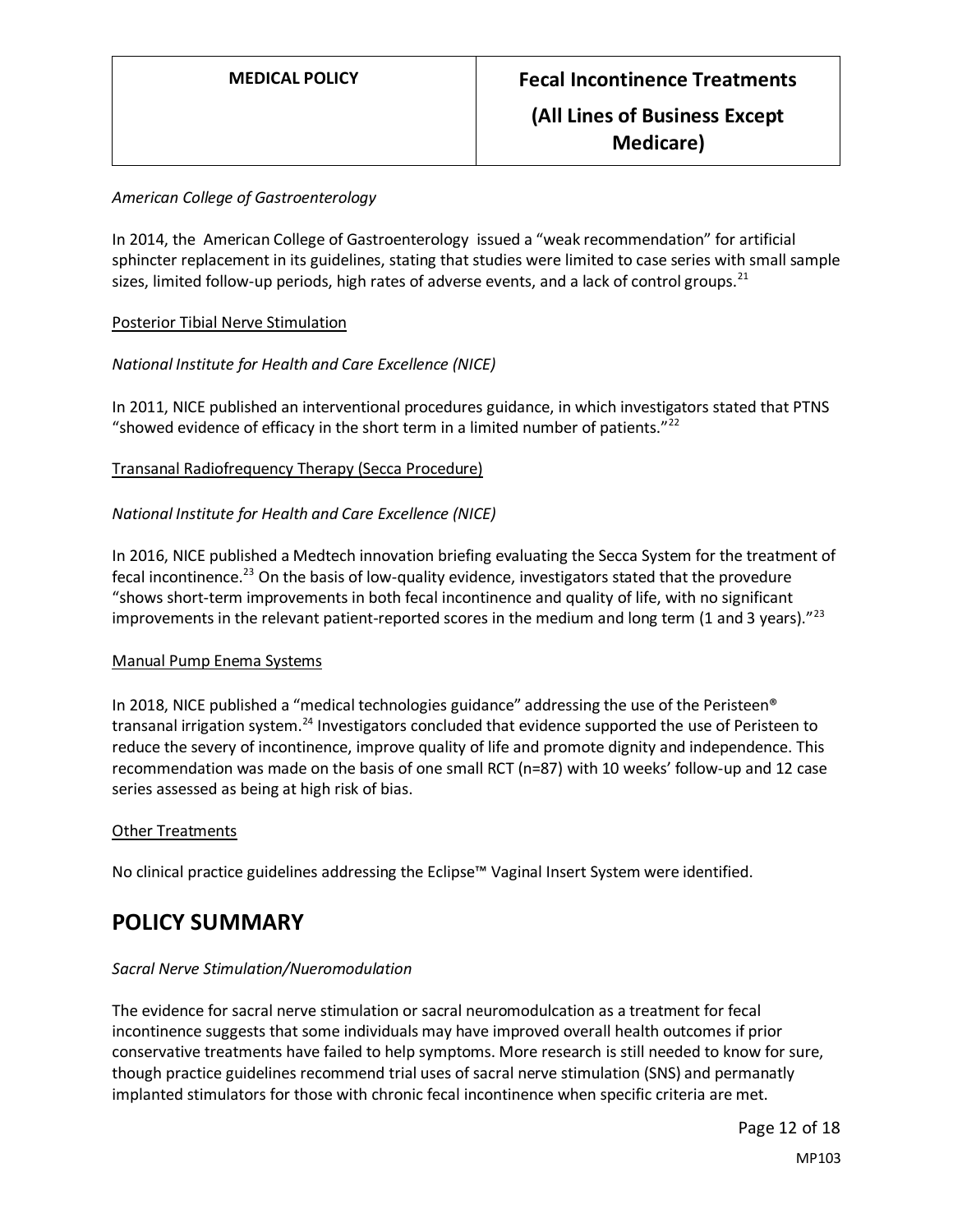*American College of Gastroenterology*

In 2014, the American College of Gastroenterology issued a "weak recommendation" for artificial sphincter replacement in its guidelines, stating that studies were limited to case series with small sample sizes, limited follow-up periods, high rates of adverse events, and a lack of control groups.[21]

Posterior Tibial Nerve Stimulation

*National Institute for Health and Care Excellence (NICE)*

In 2011, NICE published an interventional procedures guidance, in which investigators stated that PTNS "showed evidence of efficacy in the short term in a limited number of patients."[22]

Transanal Radiofrequency Therapy (Secca Procedure)

*National Institute for Health and Care Excellence (NICE)*

In 2016, NICE published a Medtech innovation briefing evaluating the Secca System for the treatment of fecal incontinence.[23] On the basis of low-quality evidence, investigators stated that the provedure "shows short-term improvements in both fecal incontinence and quality of life, with no significant improvements in the relevant patient-reported scores in the medium and long term (1 and 3 years)."[23]

Manual Pump Enema Systems

In 2018, NICE published a "medical technologies guidance" addressing the use of the Peristeen® transanal irrigation system.[24] Investigators concluded that evidence supported the use of Peristeen to reduce the severy of incontinence, improve quality of life and promote dignity and independence. This recommendation was made on the basis of one small RCT (n=87) with 10 weeks' follow-up and 12 case series assessed as being at high risk of bias.

Other Treatments

No clinical practice guidelines addressing the Eclipse™ Vaginal Insert System were identified.

# POLICY SUMMARY

*Sacral Nerve Stimulation/Nueromodulation*

The evidence for sacral nerve stimulation or sacral neuromodulcation as a treatment for fecal incontinence suggests that some individuals may have improved overall health outcomes if prior conservative treatments have failed to help symptoms. More research is still needed to know for sure, though practice guidelines recommend trial uses of sacral nerve stimulation (SNS) and permanatly implanted stimulators for those with chronic fecal incontinence when specific criteria are met.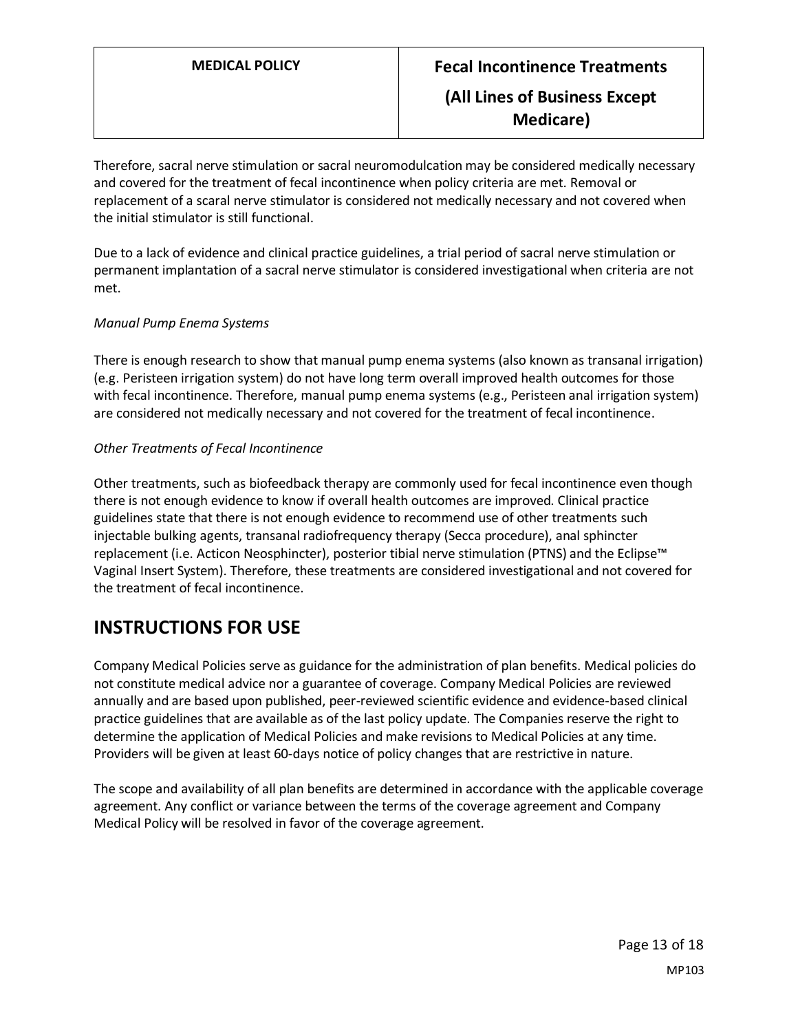Therefore, sacral nerve stimulation or sacral neuromodulcation may be considered medically necessary and covered for the treatment of fecal incontinence when policy criteria are met. Removal or replacement of a scaral nerve stimulator is considered not medically necessary and not covered when the initial stimulator is still functional.

Due to a lack of evidence and clinical practice guidelines, a trial period of sacral nerve stimulation or permanent implantation of a sacral nerve stimulator is considered investigational when criteria are not met.

*Manual Pump Enema Systems*

There is enough research to show that manual pump enema systems (also known as transanal irrigation) (e.g. Peristeen irrigation system) do not have long term overall improved health outcomes for those with fecal incontinence. Therefore, manual pump enema systems (e.g., Peristeen anal irrigation system) are considered not medically necessary and not covered for the treatment of fecal incontinence.

*Other Treatments of Fecal Incontinence*

Other treatments, such as biofeedback therapy are commonly used for fecal incontinence even though there is not enough evidence to know if overall health outcomes are improved. Clinical practice guidelines state that there is not enough evidence to recommend use of other treatments such injectable bulking agents, transanal radiofrequency therapy (Secca procedure), anal sphincter replacement (i.e. Acticon Neosphincter), posterior tibial nerve stimulation (PTNS) and the Eclipse™ Vaginal Insert System). Therefore, these treatments are considered investigational and not covered for the treatment of fecal incontinence.

# INSTRUCTIONS FOR USE

Company Medical Policies serve as guidance for the administration of plan benefits. Medical policies do not constitute medical advice nor a guarantee of coverage. Company Medical Policies are reviewed annually and are based upon published, peer-reviewed scientific evidence and evidence-based clinical practice guidelines that are available as of the last policy update. The Companies reserve the right to determine the application of Medical Policies and make revisions to Medical Policies at any time. Providers will be given at least 60-days notice of policy changes that are restrictive in nature.

The scope and availability of all plan benefits are determined in accordance with the applicable coverage agreement. Any conflict or variance between the terms of the coverage agreement and Company Medical Policy will be resolved in favor of the coverage agreement.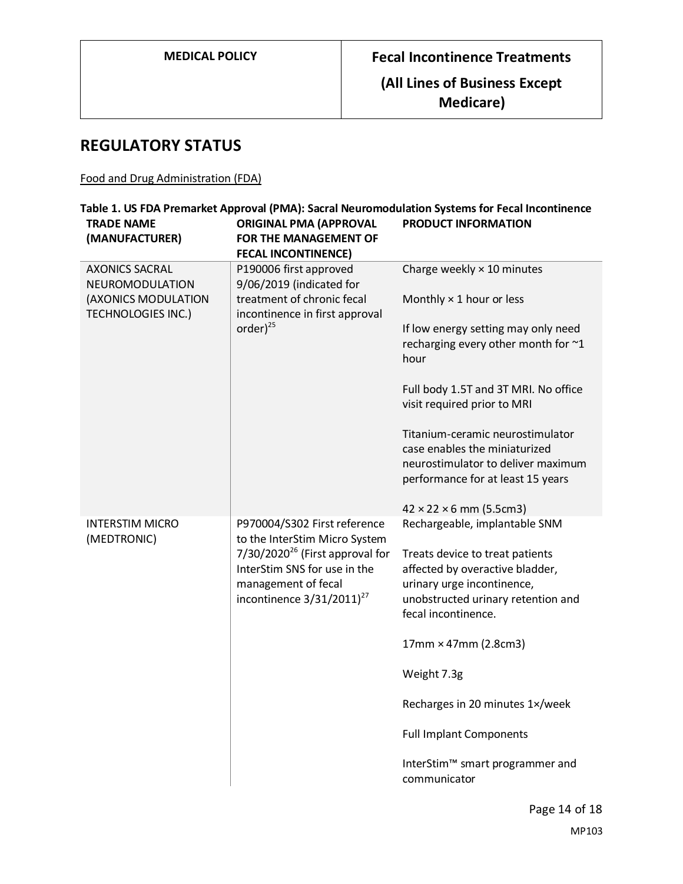## REGULATORY STATUS

Food and Drug Administration (FDA)

**Table 1. US FDA Premarket Approval (PMA): Sacral Neuromodulation Systems for Fecal Incontinence**

| TRADE NAME (MANUFACTURER) | ORIGINAL PMA (APPROVAL FOR THE MANAGEMENT OF FECAL INCONTINENCE) | PRODUCT INFORMATION |
|---|---|---|
| AXONICS SACRAL NEUROMODULATION (AXONICS MODULATION TECHNOLOGIES INC.) | P190006 first approved 9/06/2019 (indicated for treatment of chronic fecal incontinence in first approval order)[25] | Charge weekly × 10 minutes<br><br>Monthly × 1 hour or less<br><br>If low energy setting may only need recharging every other month for ~1 hour<br><br>Full body 1.5T and 3T MRI. No office visit required prior to MRI<br><br>Titanium-ceramic neurostimulator case enables the miniaturized neurostimulator to deliver maximum performance for at least 15 years<br><br>42 × 22 × 6 mm (5.5cm3) |
| INTERSTIM MICRO (MEDTRONIC) | P970004/S302 First reference to the InterStim Micro System 7/30/2020[26] (First approval for InterStim SNS for use in the management of fecal incontinence 3/31/2011)[27] | Rechargeable, implantable SNM<br><br>Treats device to treat patients affected by overactive bladder, urinary urge incontinence, unobstructed urinary retention and fecal incontinence.<br><br>17mm × 47mm (2.8cm3)<br><br>Weight 7.3g<br><br>Recharges in 20 minutes 1×/week<br><br>Full Implant Components<br><br>InterStim™ smart programmer and communicator |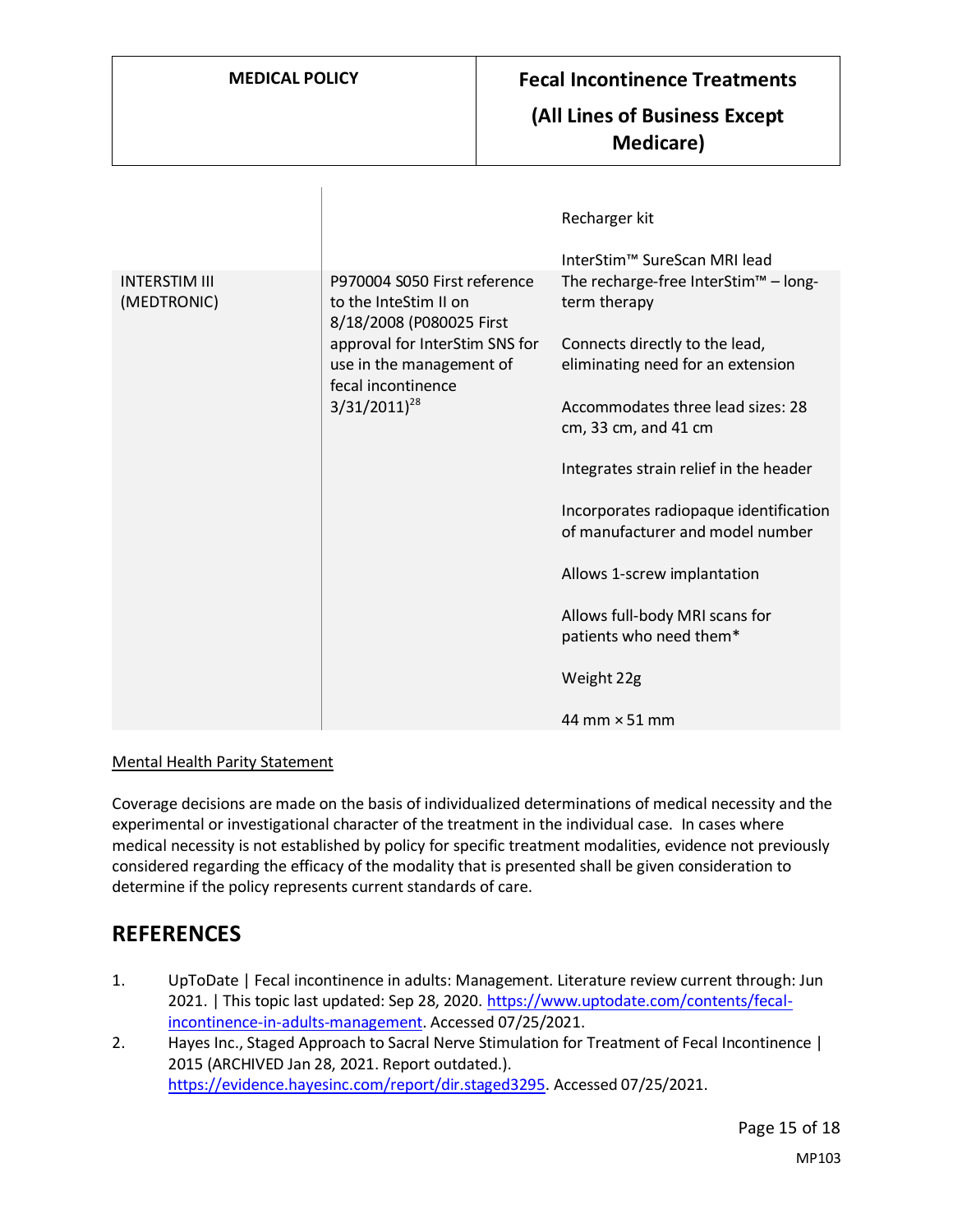| | | |
|---|---|---|
| | | Recharger kit<br><br>InterStim™ SureScan MRI lead |
| INTERSTIM III (MEDTRONIC) | P970004 S050 First reference to the InteStim II on 8/18/2008 (P080025 First approval for InterStim SNS for use in the management of fecal incontinence 3/31/2011)[28] | The recharge-free InterStim™ – long-term therapy<br><br>Connects directly to the lead, eliminating need for an extension<br><br>Accommodates three lead sizes: 28 cm, 33 cm, and 41 cm<br><br>Integrates strain relief in the header<br><br>Incorporates radiopaque identification of manufacturer and model number<br><br>Allows 1-screw implantation<br><br>Allows full-body MRI scans for patients who need them*<br><br>Weight 22g<br><br>44 mm × 51 mm |

Mental Health Parity Statement

Coverage decisions are made on the basis of individualized determinations of medical necessity and the experimental or investigational character of the treatment in the individual case. In cases where medical necessity is not established by policy for specific treatment modalities, evidence not previously considered regarding the efficacy of the modality that is presented shall be given consideration to determine if the policy represents current standards of care.

## REFERENCES

1. UpToDate | Fecal incontinence in adults: Management. Literature review current through: Jun 2021. | This topic last updated: Sep 28, 2020. https://www.uptodate.com/contents/fecal-incontinence-in-adults-management. Accessed 07/25/2021.
2. Hayes Inc., Staged Approach to Sacral Nerve Stimulation for Treatment of Fecal Incontinence | 2015 (ARCHIVED Jan 28, 2021. Report outdated.). https://evidence.hayesinc.com/report/dir.staged3295. Accessed 07/25/2021.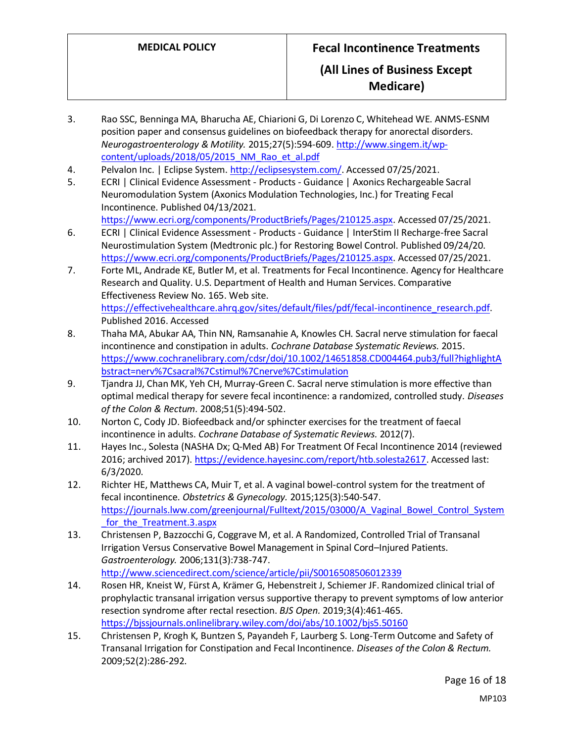3. Rao SSC, Benninga MA, Bharucha AE, Chiarioni G, Di Lorenzo C, Whitehead WE. ANMS-ESNM position paper and consensus guidelines on biofeedback therapy for anorectal disorders. *Neurogastroenterology & Motility.* 2015;27(5):594-609. http://www.singem.it/wp-content/uploads/2018/05/2015_NM_Rao_et_al.pdf
4. Pelvalon Inc. | Eclipse System. http://eclipsesystem.com/. Accessed 07/25/2021.
5. ECRI | Clinical Evidence Assessment - Products - Guidance | Axonics Rechargeable Sacral Neuromodulation System (Axonics Modulation Technologies, Inc.) for Treating Fecal Incontinence. Published 04/13/2021. https://www.ecri.org/components/ProductBriefs/Pages/210125.aspx. Accessed 07/25/2021.
6. ECRI | Clinical Evidence Assessment - Products - Guidance | InterStim II Recharge-free Sacral Neurostimulation System (Medtronic plc.) for Restoring Bowel Control. Published 09/24/20. https://www.ecri.org/components/ProductBriefs/Pages/210125.aspx. Accessed 07/25/2021.
7. Forte ML, Andrade KE, Butler M, et al. Treatments for Fecal Incontinence. Agency for Healthcare Research and Quality. U.S. Department of Health and Human Services. Comparative Effectiveness Review No. 165. Web site. https://effectivehealthcare.ahrq.gov/sites/default/files/pdf/fecal-incontinence_research.pdf. Published 2016. Accessed
8. Thaha MA, Abukar AA, Thin NN, Ramsanahie A, Knowles CH. Sacral nerve stimulation for faecal incontinence and constipation in adults. *Cochrane Database Systematic Reviews.* 2015. https://www.cochranelibrary.com/cdsr/doi/10.1002/14651858.CD004464.pub3/full?highlightAbstract=nerv%7Csacral%7Cstimul%7Cnerve%7Cstimulation
9. Tjandra JJ, Chan MK, Yeh CH, Murray-Green C. Sacral nerve stimulation is more effective than optimal medical therapy for severe fecal incontinence: a randomized, controlled study. *Diseases of the Colon & Rectum.* 2008;51(5):494-502.
10. Norton C, Cody JD. Biofeedback and/or sphincter exercises for the treatment of faecal incontinence in adults. *Cochrane Database of Systematic Reviews.* 2012(7).
11. Hayes Inc., Solesta (NASHA Dx; Q-Med AB) For Treatment Of Fecal Incontinence 2014 (reviewed 2016; archived 2017). https://evidence.hayesinc.com/report/htb.solesta2617. Accessed last: 6/3/2020.
12. Richter HE, Matthews CA, Muir T, et al. A vaginal bowel-control system for the treatment of fecal incontinence. *Obstetrics & Gynecology.* 2015;125(3):540-547. https://journals.lww.com/greenjournal/Fulltext/2015/03000/A_Vaginal_Bowel_Control_System_for_the_Treatment.3.aspx
13. Christensen P, Bazzocchi G, Coggrave M, et al. A Randomized, Controlled Trial of Transanal Irrigation Versus Conservative Bowel Management in Spinal Cord–Injured Patients. *Gastroenterology.* 2006;131(3):738-747. http://www.sciencedirect.com/science/article/pii/S0016508506012339
14. Rosen HR, Kneist W, Fürst A, Krämer G, Hebenstreit J, Schiemer JF. Randomized clinical trial of prophylactic transanal irrigation versus supportive therapy to prevent symptoms of low anterior resection syndrome after rectal resection. *BJS Open.* 2019;3(4):461-465. https://bjssjournals.onlinelibrary.wiley.com/doi/abs/10.1002/bjs5.50160
15. Christensen P, Krogh K, Buntzen S, Payandeh F, Laurberg S. Long-Term Outcome and Safety of Transanal Irrigation for Constipation and Fecal Incontinence. *Diseases of the Colon & Rectum.* 2009;52(2):286-292.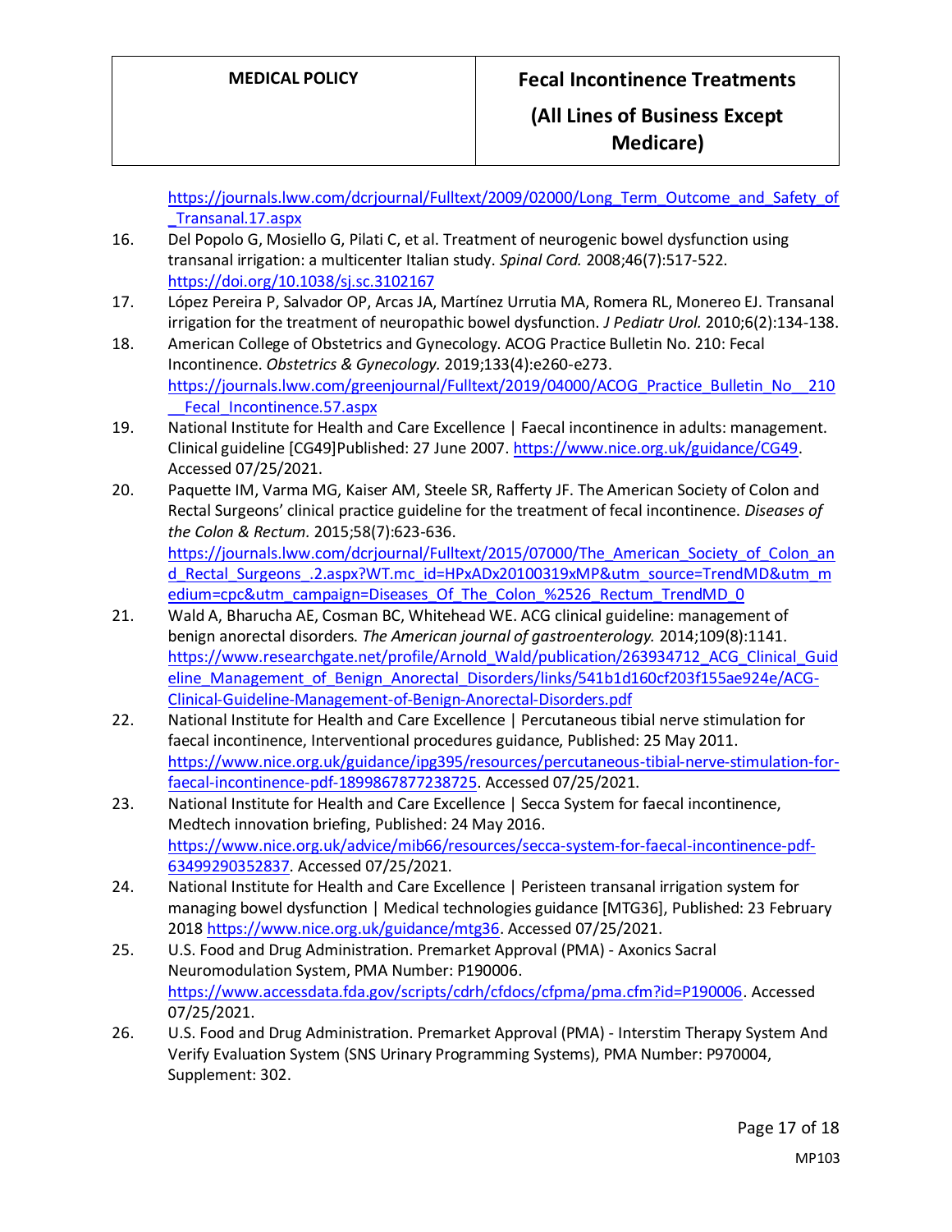https://journals.lww.com/dcrjournal/Fulltext/2009/02000/Long_Term_Outcome_and_Safety_of_Transanal.17.aspx

16. Del Popolo G, Mosiello G, Pilati C, et al. Treatment of neurogenic bowel dysfunction using transanal irrigation: a multicenter Italian study. *Spinal Cord.* 2008;46(7):517-522. https://doi.org/10.1038/sj.sc.3102167
17. López Pereira P, Salvador OP, Arcas JA, Martínez Urrutia MA, Romera RL, Monereo EJ. Transanal irrigation for the treatment of neuropathic bowel dysfunction. *J Pediatr Urol.* 2010;6(2):134-138.
18. American College of Obstetrics and Gynecology. ACOG Practice Bulletin No. 210: Fecal Incontinence. *Obstetrics & Gynecology.* 2019;133(4):e260-e273. https://journals.lww.com/greenjournal/Fulltext/2019/04000/ACOG_Practice_Bulletin_No__210__Fecal_Incontinence.57.aspx
19. National Institute for Health and Care Excellence | Faecal incontinence in adults: management. Clinical guideline [CG49]Published: 27 June 2007. https://www.nice.org.uk/guidance/CG49. Accessed 07/25/2021.
20. Paquette IM, Varma MG, Kaiser AM, Steele SR, Rafferty JF. The American Society of Colon and Rectal Surgeons' clinical practice guideline for the treatment of fecal incontinence. *Diseases of the Colon & Rectum.* 2015;58(7):623-636. https://journals.lww.com/dcrjournal/Fulltext/2015/07000/The_American_Society_of_Colon_and_Rectal_Surgeons_.2.aspx?WT.mc_id=HPxADx20100319xMP&utm_source=TrendMD&utm_medium=cpc&utm_campaign=Diseases_Of_The_Colon_%2526_Rectum_TrendMD_0
21. Wald A, Bharucha AE, Cosman BC, Whitehead WE. ACG clinical guideline: management of benign anorectal disorders. *The American journal of gastroenterology.* 2014;109(8):1141. https://www.researchgate.net/profile/Arnold_Wald/publication/263934712_ACG_Clinical_Guideline_Management_of_Benign_Anorectal_Disorders/links/541b1d160cf203f155ae924e/ACG-Clinical-Guideline-Management-of-Benign-Anorectal-Disorders.pdf
22. National Institute for Health and Care Excellence | Percutaneous tibial nerve stimulation for faecal incontinence, Interventional procedures guidance, Published: 25 May 2011. https://www.nice.org.uk/guidance/ipg395/resources/percutaneous-tibial-nerve-stimulation-for-faecal-incontinence-pdf-1899867877238725. Accessed 07/25/2021.
23. National Institute for Health and Care Excellence | Secca System for faecal incontinence, Medtech innovation briefing, Published: 24 May 2016. https://www.nice.org.uk/advice/mib66/resources/secca-system-for-faecal-incontinence-pdf-63499290352837. Accessed 07/25/2021.
24. National Institute for Health and Care Excellence | Peristeen transanal irrigation system for managing bowel dysfunction | Medical technologies guidance [MTG36], Published: 23 February 2018 https://www.nice.org.uk/guidance/mtg36. Accessed 07/25/2021.
25. U.S. Food and Drug Administration. Premarket Approval (PMA) - Axonics Sacral Neuromodulation System, PMA Number: P190006. https://www.accessdata.fda.gov/scripts/cdrh/cfdocs/cfpma/pma.cfm?id=P190006. Accessed 07/25/2021.
26. U.S. Food and Drug Administration. Premarket Approval (PMA) - Interstim Therapy System And Verify Evaluation System (SNS Urinary Programming Systems), PMA Number: P970004, Supplement: 302.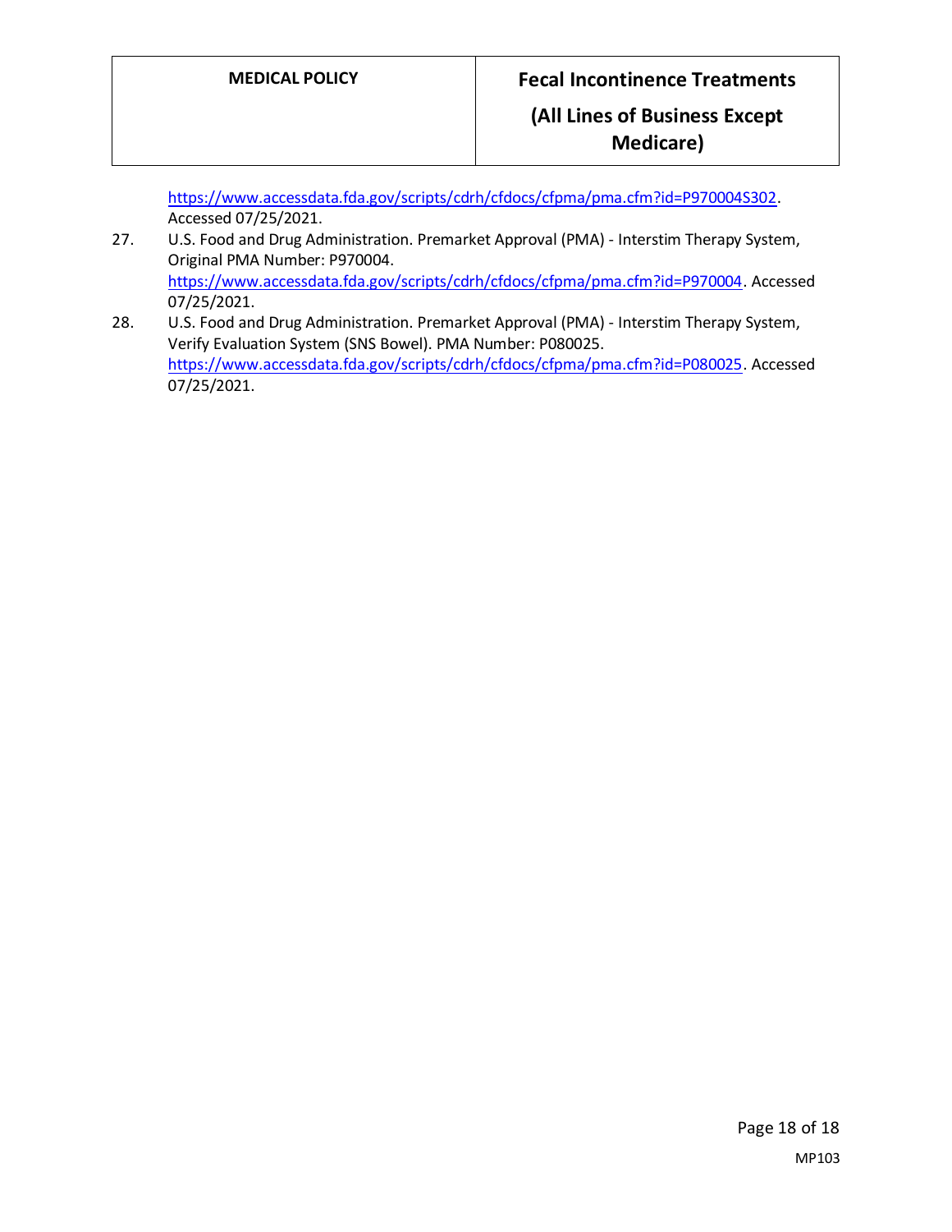https://www.accessdata.fda.gov/scripts/cdrh/cfdocs/cfpma/pma.cfm?id=P970004S302. Accessed 07/25/2021.

27. U.S. Food and Drug Administration. Premarket Approval (PMA) - Interstim Therapy System, Original PMA Number: P970004. https://www.accessdata.fda.gov/scripts/cdrh/cfdocs/cfpma/pma.cfm?id=P970004. Accessed 07/25/2021.
28. U.S. Food and Drug Administration. Premarket Approval (PMA) - Interstim Therapy System, Verify Evaluation System (SNS Bowel). PMA Number: P080025. https://www.accessdata.fda.gov/scripts/cdrh/cfdocs/cfpma/pma.cfm?id=P080025. Accessed 07/25/2021.